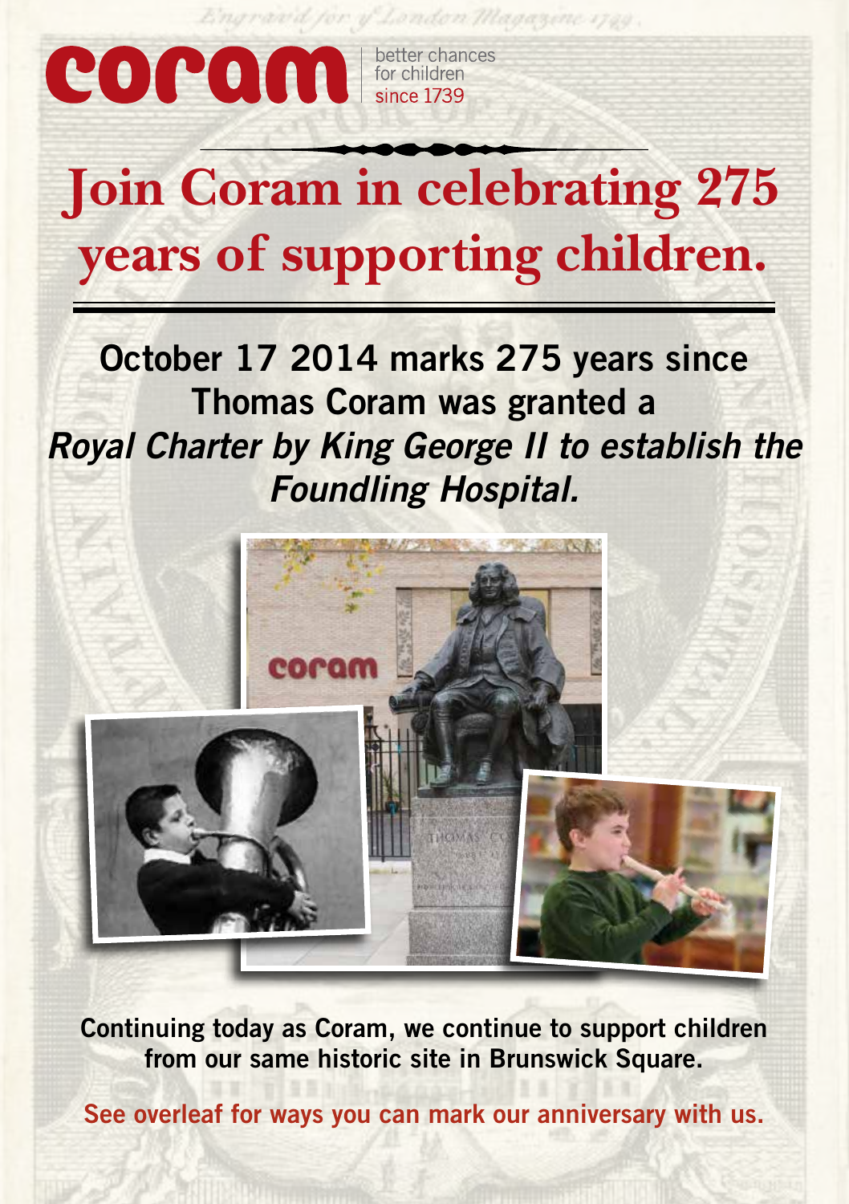coram | better chances for children since 1739

# Join Coram in celebrating 275 years of supporting children.

**October 17 2014 marks 275 years since Thomas Coram was granted a *Royal Charter by King George II to establish the Foundling Hospital.***

**Continuing today as Coram, we continue to support children from our same historic site in Brunswick Square.**

**See overleaf for ways you can mark our anniversary with us.**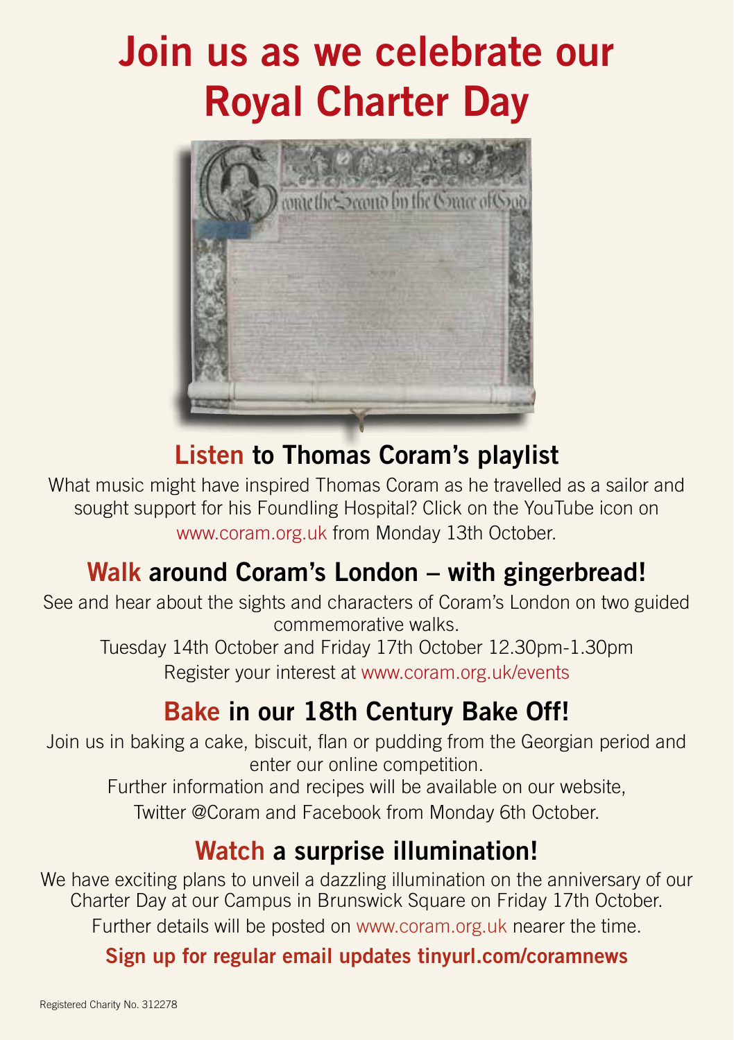# Join us as we celebrate our Royal Charter Day

## Listen to Thomas Coram's playlist

What music might have inspired Thomas Coram as he travelled as a sailor and sought support for his Foundling Hospital? Click on the YouTube icon on www.coram.org.uk from Monday 13th October.

## Walk around Coram's London – with gingerbread!

See and hear about the sights and characters of Coram's London on two guided commemorative walks.

Tuesday 14th October and Friday 17th October 12.30pm-1.30pm

Register your interest at www.coram.org.uk/events

## Bake in our 18th Century Bake Off!

Join us in baking a cake, biscuit, flan or pudding from the Georgian period and enter our online competition.

Further information and recipes will be available on our website, Twitter @Coram and Facebook from Monday 6th October.

## Watch a surprise illumination!

We have exciting plans to unveil a dazzling illumination on the anniversary of our Charter Day at our Campus in Brunswick Square on Friday 17th October.

Further details will be posted on www.coram.org.uk nearer the time.

**Sign up for regular email updates tinyurl.com/coramnews**

Registered Charity No. 312278